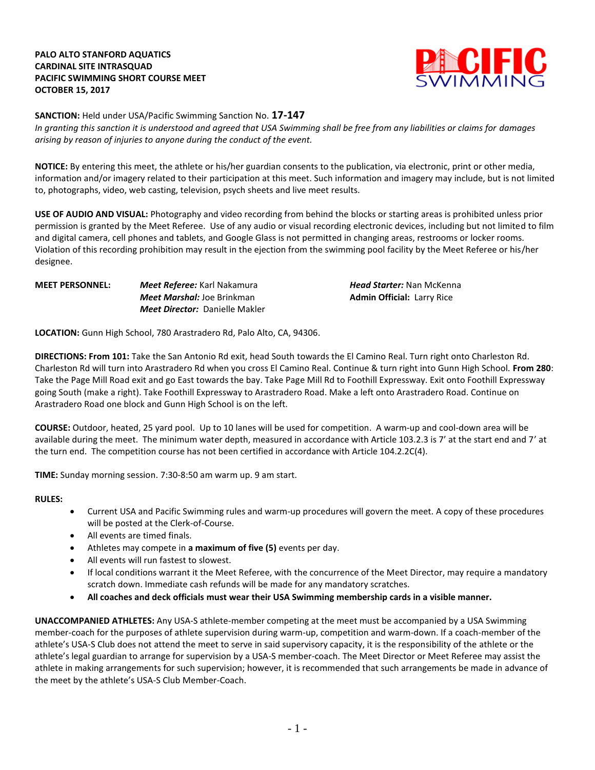**PALO ALTO STANFORD AQUATICS**
**CARDINAL SITE INTRASQUAD**
**PACIFIC SWIMMING SHORT COURSE MEET**
**OCTOBER 15, 2017**

**SANCTION:** Held under USA/Pacific Swimming Sanction No. **17-147**
*In granting this sanction it is understood and agreed that USA Swimming shall be free from any liabilities or claims for damages arising by reason of injuries to anyone during the conduct of the event.*

**NOTICE:** By entering this meet, the athlete or his/her guardian consents to the publication, via electronic, print or other media, information and/or imagery related to their participation at this meet. Such information and imagery may include, but is not limited to, photographs, video, web casting, television, psych sheets and live meet results.

**USE OF AUDIO AND VISUAL:** Photography and video recording from behind the blocks or starting areas is prohibited unless prior permission is granted by the Meet Referee. Use of any audio or visual recording electronic devices, including but not limited to film and digital camera, cell phones and tablets, and Google Glass is not permitted in changing areas, restrooms or locker rooms. Violation of this recording prohibition may result in the ejection from the swimming pool facility by the Meet Referee or his/her designee.

**MEET PERSONNEL:**
***Meet Referee:*** Karl Nakamura
***Meet Marshal:*** Joe Brinkman
***Meet Director:*** Danielle Makler
***Head Starter:*** Nan McKenna
**Admin Official:** Larry Rice

**LOCATION:** Gunn High School, 780 Arastradero Rd, Palo Alto, CA, 94306.

**DIRECTIONS: From 101:** Take the San Antonio Rd exit, head South towards the El Camino Real. Turn right onto Charleston Rd. Charleston Rd will turn into Arastradero Rd when you cross El Camino Real. Continue & turn right into Gunn High School. **From 280**: Take the Page Mill Road exit and go East towards the bay. Take Page Mill Rd to Foothill Expressway. Exit onto Foothill Expressway going South (make a right). Take Foothill Expressway to Arastradero Road. Make a left onto Arastradero Road. Continue on Arastradero Road one block and Gunn High School is on the left.

**COURSE:** Outdoor, heated, 25 yard pool. Up to 10 lanes will be used for competition. A warm-up and cool-down area will be available during the meet. The minimum water depth, measured in accordance with Article 103.2.3 is 7' at the start end and 7' at the turn end. The competition course has not been certified in accordance with Article 104.2.2C(4).

**TIME:** Sunday morning session. 7:30-8:50 am warm up. 9 am start.

**RULES:**

- Current USA and Pacific Swimming rules and warm-up procedures will govern the meet. A copy of these procedures will be posted at the Clerk-of-Course.
- All events are timed finals.
- Athletes may compete in **a maximum of five (5)** events per day.
- All events will run fastest to slowest.
- If local conditions warrant it the Meet Referee, with the concurrence of the Meet Director, may require a mandatory scratch down. Immediate cash refunds will be made for any mandatory scratches.
- **All coaches and deck officials must wear their USA Swimming membership cards in a visible manner.**

**UNACCOMPANIED ATHLETES:** Any USA-S athlete-member competing at the meet must be accompanied by a USA Swimming member-coach for the purposes of athlete supervision during warm-up, competition and warm-down. If a coach-member of the athlete's USA-S Club does not attend the meet to serve in said supervisory capacity, it is the responsibility of the athlete or the athlete's legal guardian to arrange for supervision by a USA-S member-coach. The Meet Director or Meet Referee may assist the athlete in making arrangements for such supervision; however, it is recommended that such arrangements be made in advance of the meet by the athlete's USA-S Club Member-Coach.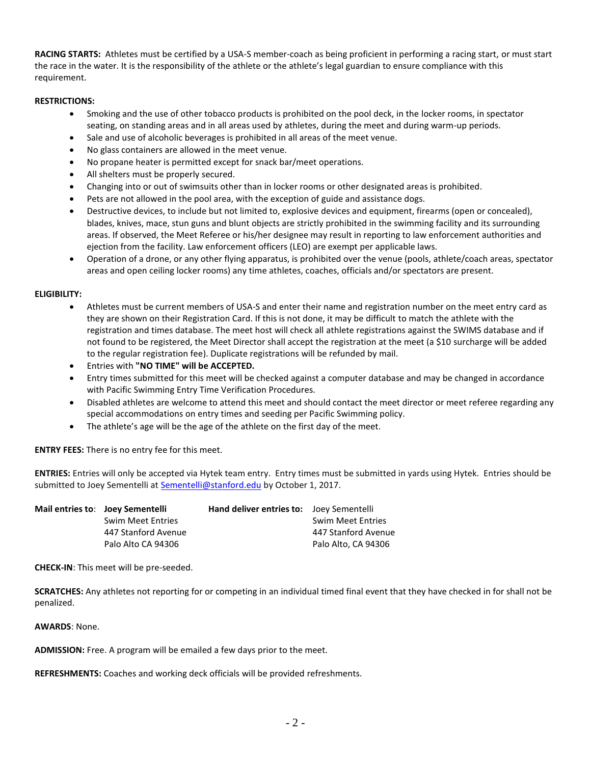**RACING STARTS:** Athletes must be certified by a USA-S member-coach as being proficient in performing a racing start, or must start the race in the water. It is the responsibility of the athlete or the athlete's legal guardian to ensure compliance with this requirement.

**RESTRICTIONS:**

- Smoking and the use of other tobacco products is prohibited on the pool deck, in the locker rooms, in spectator seating, on standing areas and in all areas used by athletes, during the meet and during warm-up periods.
- Sale and use of alcoholic beverages is prohibited in all areas of the meet venue.
- No glass containers are allowed in the meet venue.
- No propane heater is permitted except for snack bar/meet operations.
- All shelters must be properly secured.
- Changing into or out of swimsuits other than in locker rooms or other designated areas is prohibited.
- Pets are not allowed in the pool area, with the exception of guide and assistance dogs.
- Destructive devices, to include but not limited to, explosive devices and equipment, firearms (open or concealed), blades, knives, mace, stun guns and blunt objects are strictly prohibited in the swimming facility and its surrounding areas. If observed, the Meet Referee or his/her designee may result in reporting to law enforcement authorities and ejection from the facility. Law enforcement officers (LEO) are exempt per applicable laws.
- Operation of a drone, or any other flying apparatus, is prohibited over the venue (pools, athlete/coach areas, spectator areas and open ceiling locker rooms) any time athletes, coaches, officials and/or spectators are present.

**ELIGIBILITY:**

- Athletes must be current members of USA-S and enter their name and registration number on the meet entry card as they are shown on their Registration Card. If this is not done, it may be difficult to match the athlete with the registration and times database. The meet host will check all athlete registrations against the SWIMS database and if not found to be registered, the Meet Director shall accept the registration at the meet (a $10 surcharge will be added to the regular registration fee). Duplicate registrations will be refunded by mail.
- Entries with **"NO TIME" will be ACCEPTED.**
- Entry times submitted for this meet will be checked against a computer database and may be changed in accordance with Pacific Swimming Entry Time Verification Procedures.
- Disabled athletes are welcome to attend this meet and should contact the meet director or meet referee regarding any special accommodations on entry times and seeding per Pacific Swimming policy.
- The athlete's age will be the age of the athlete on the first day of the meet.

**ENTRY FEES:** There is no entry fee for this meet.

**ENTRIES:** Entries will only be accepted via Hytek team entry. Entry times must be submitted in yards using Hytek. Entries should be submitted to Joey Sementelli at Sementelli@stanford.edu by October 1, 2017.

**Mail entries to**: **Joey Sementelli**
Swim Meet Entries
447 Stanford Avenue
Palo Alto CA 94306

**Hand deliver entries to:** Joey Sementelli
Swim Meet Entries
447 Stanford Avenue
Palo Alto, CA 94306

**CHECK-IN**: This meet will be pre-seeded.

**SCRATCHES:** Any athletes not reporting for or competing in an individual timed final event that they have checked in for shall not be penalized.

**AWARDS**: None.

**ADMISSION:** Free. A program will be emailed a few days prior to the meet.

**REFRESHMENTS:** Coaches and working deck officials will be provided refreshments.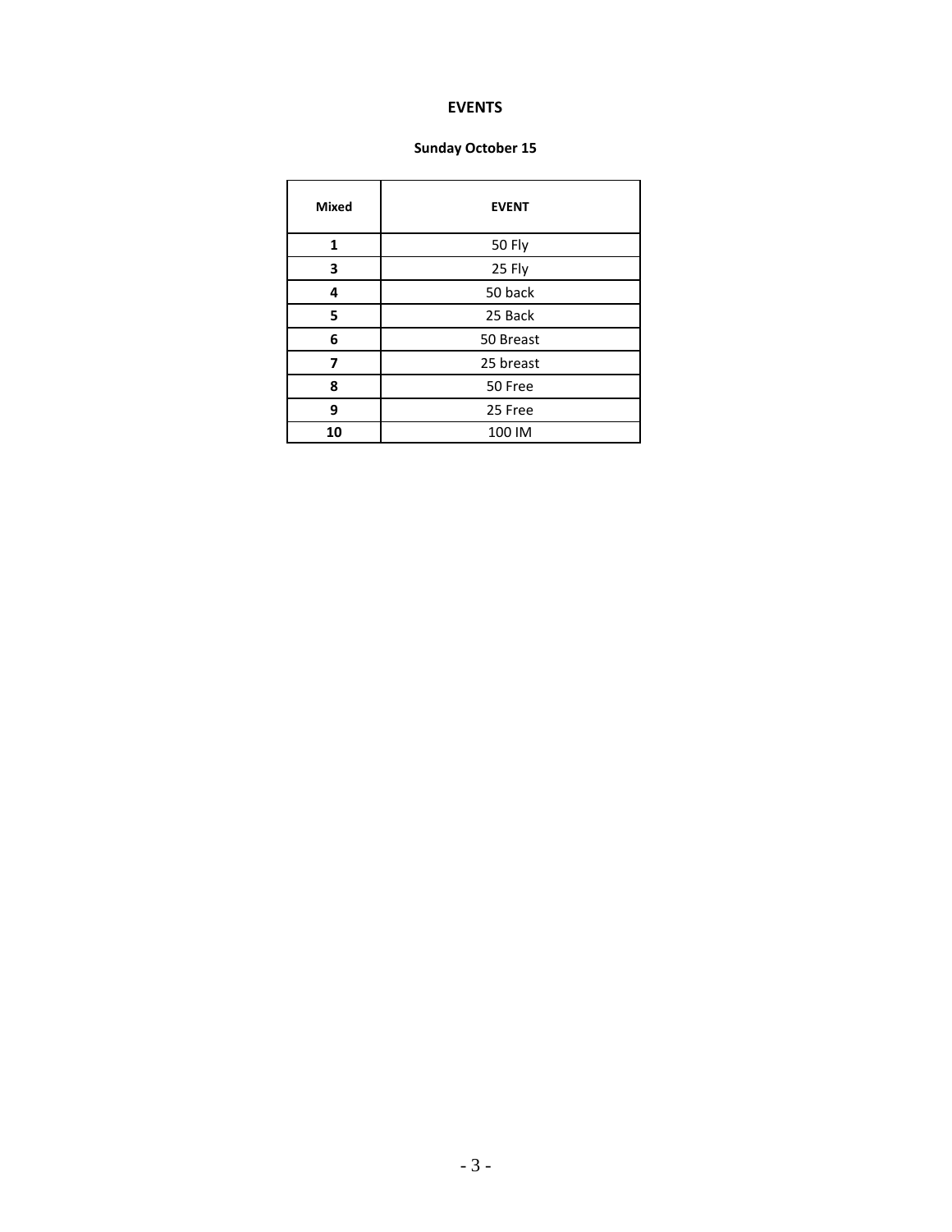## EVENTS

### Sunday October 15

| Mixed | EVENT |
|---|---|
| **1** | 50 Fly |
| **3** | 25 Fly |
| **4** | 50 back |
| **5** | 25 Back |
| **6** | 50 Breast |
| **7** | 25 breast |
| **8** | 50 Free |
| **9** | 25 Free |
| **10** | 100 IM |